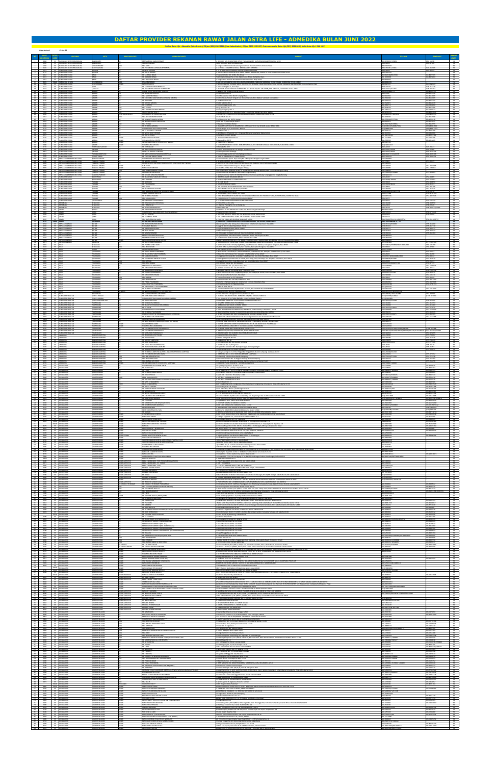# DAFTAR PROVIDER REKANAN RAWAT JALAN ASTRA LIFE - ADMEDIKA BULAN JUNI 2022